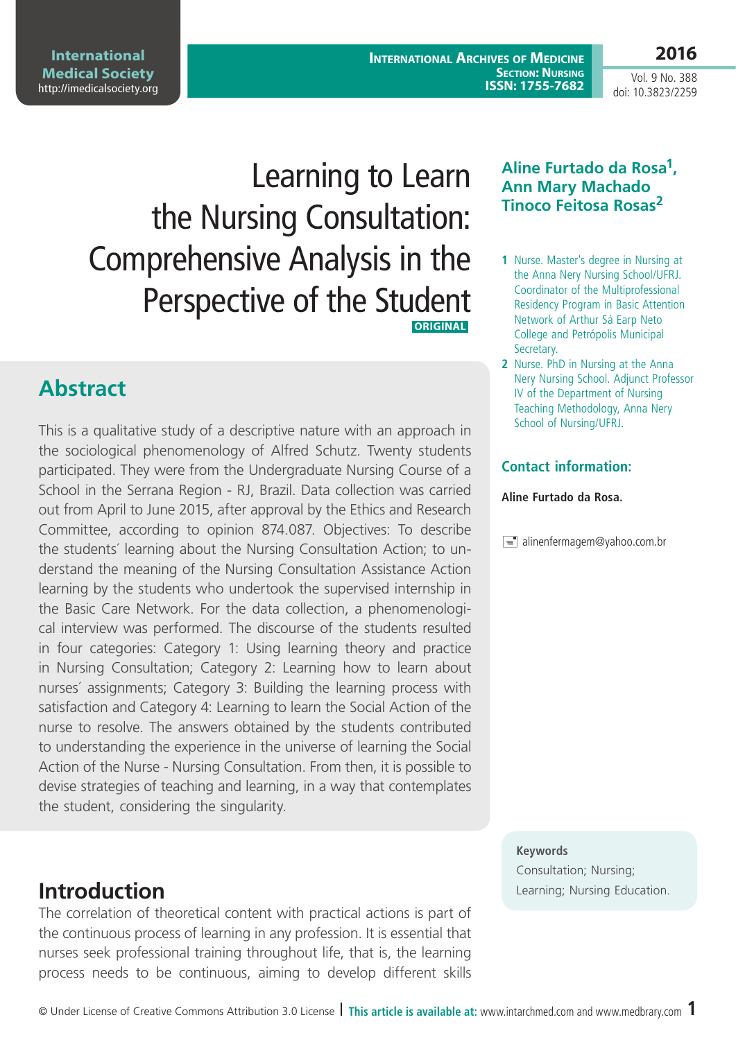# Learning to Learn the Nursing Consultation: Comprehensive Analysis in the Perspective of the Student

ORIGINAL

**Aline Furtado da Rosa[1], Ann Mary Machado Tinoco Feitosa Rosas[2]**

1 Nurse. Master's degree in Nursing at the Anna Nery Nursing School/UFRJ. Coordinator of the Multiprofessional Residency Program in Basic Attention Network of Arthur Sá Earp Neto College and Petrópolis Municipal Secretary.

2 Nurse. PhD in Nursing at the Anna Nery Nursing School. Adjunct Professor IV of the Department of Nursing Teaching Methodology, Anna Nery School of Nursing/UFRJ.

**Contact information:**

**Aline Furtado da Rosa.**

alinenfermagem@yahoo.com.br

## Abstract

This is a qualitative study of a descriptive nature with an approach in the sociological phenomenology of Alfred Schutz. Twenty students participated. They were from the Undergraduate Nursing Course of a School in the Serrana Region - RJ, Brazil. Data collection was carried out from April to June 2015, after approval by the Ethics and Research Committee, according to opinion 874.087. Objectives: To describe the students´ learning about the Nursing Consultation Action; to understand the meaning of the Nursing Consultation Assistance Action learning by the students who undertook the supervised internship in the Basic Care Network. For the data collection, a phenomenological interview was performed. The discourse of the students resulted in four categories: Category 1: Using learning theory and practice in Nursing Consultation; Category 2: Learning how to learn about nurses´ assignments; Category 3: Building the learning process with satisfaction and Category 4: Learning to learn the Social Action of the nurse to resolve. The answers obtained by the students contributed to understanding the experience in the universe of learning the Social Action of the Nurse - Nursing Consultation. From then, it is possible to devise strategies of teaching and learning, in a way that contemplates the student, considering the singularity.

**Keywords**

Consultation; Nursing; Learning; Nursing Education.

## Introduction

The correlation of theoretical content with practical actions is part of the continuous process of learning in any profession. It is essential that nurses seek professional training throughout life, that is, the learning process needs to be continuous, aiming to develop different skills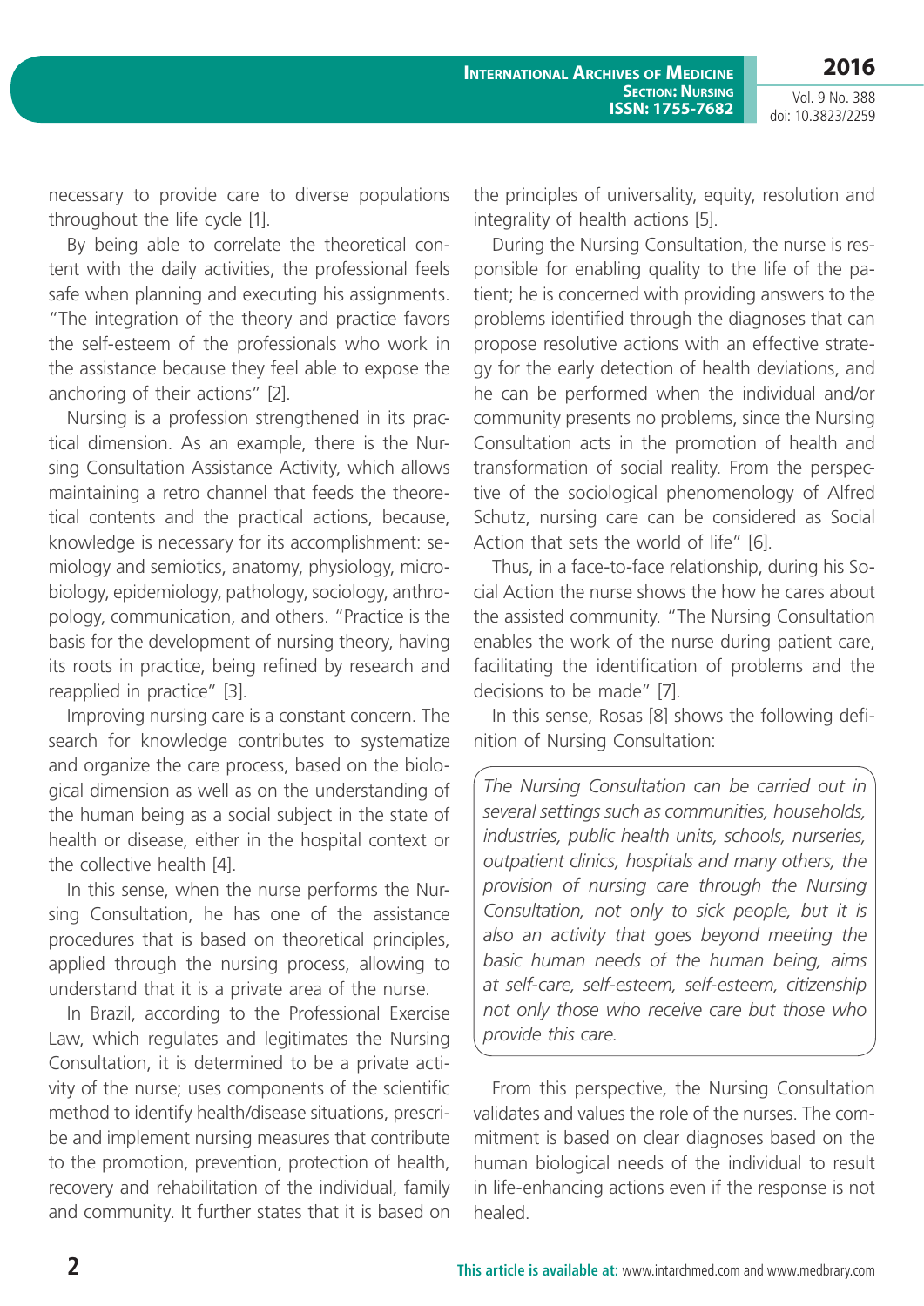necessary to provide care to diverse populations throughout the life cycle [1].

By being able to correlate the theoretical content with the daily activities, the professional feels safe when planning and executing his assignments. "The integration of the theory and practice favors the self-esteem of the professionals who work in the assistance because they feel able to expose the anchoring of their actions" [2].

Nursing is a profession strengthened in its practical dimension. As an example, there is the Nursing Consultation Assistance Activity, which allows maintaining a retro channel that feeds the theoretical contents and the practical actions, because, knowledge is necessary for its accomplishment: semiology and semiotics, anatomy, physiology, microbiology, epidemiology, pathology, sociology, anthropology, communication, and others. "Practice is the basis for the development of nursing theory, having its roots in practice, being refined by research and reapplied in practice" [3].

Improving nursing care is a constant concern. The search for knowledge contributes to systematize and organize the care process, based on the biological dimension as well as on the understanding of the human being as a social subject in the state of health or disease, either in the hospital context or the collective health [4].

In this sense, when the nurse performs the Nursing Consultation, he has one of the assistance procedures that is based on theoretical principles, applied through the nursing process, allowing to understand that it is a private area of the nurse.

In Brazil, according to the Professional Exercise Law, which regulates and legitimates the Nursing Consultation, it is determined to be a private activity of the nurse; uses components of the scientific method to identify health/disease situations, prescribe and implement nursing measures that contribute to the promotion, prevention, protection of health, recovery and rehabilitation of the individual, family and community. It further states that it is based on the principles of universality, equity, resolution and integrality of health actions [5].

During the Nursing Consultation, the nurse is responsible for enabling quality to the life of the patient; he is concerned with providing answers to the problems identified through the diagnoses that can propose resolutive actions with an effective strategy for the early detection of health deviations, and he can be performed when the individual and/or community presents no problems, since the Nursing Consultation acts in the promotion of health and transformation of social reality. From the perspective of the sociological phenomenology of Alfred Schutz, nursing care can be considered as Social Action that sets the world of life" [6].

Thus, in a face-to-face relationship, during his Social Action the nurse shows the how he cares about the assisted community. "The Nursing Consultation enables the work of the nurse during patient care, facilitating the identification of problems and the decisions to be made" [7].

In this sense, Rosas [8] shows the following definition of Nursing Consultation:

> *The Nursing Consultation can be carried out in several settings such as communities, households, industries, public health units, schools, nurseries, outpatient clinics, hospitals and many others, the provision of nursing care through the Nursing Consultation, not only to sick people, but it is also an activity that goes beyond meeting the basic human needs of the human being, aims at self-care, self-esteem, self-esteem, citizenship not only those who receive care but those who provide this care.*

From this perspective, the Nursing Consultation validates and values the role of the nurses. The commitment is based on clear diagnoses based on the human biological needs of the individual to result in life-enhancing actions even if the response is not healed.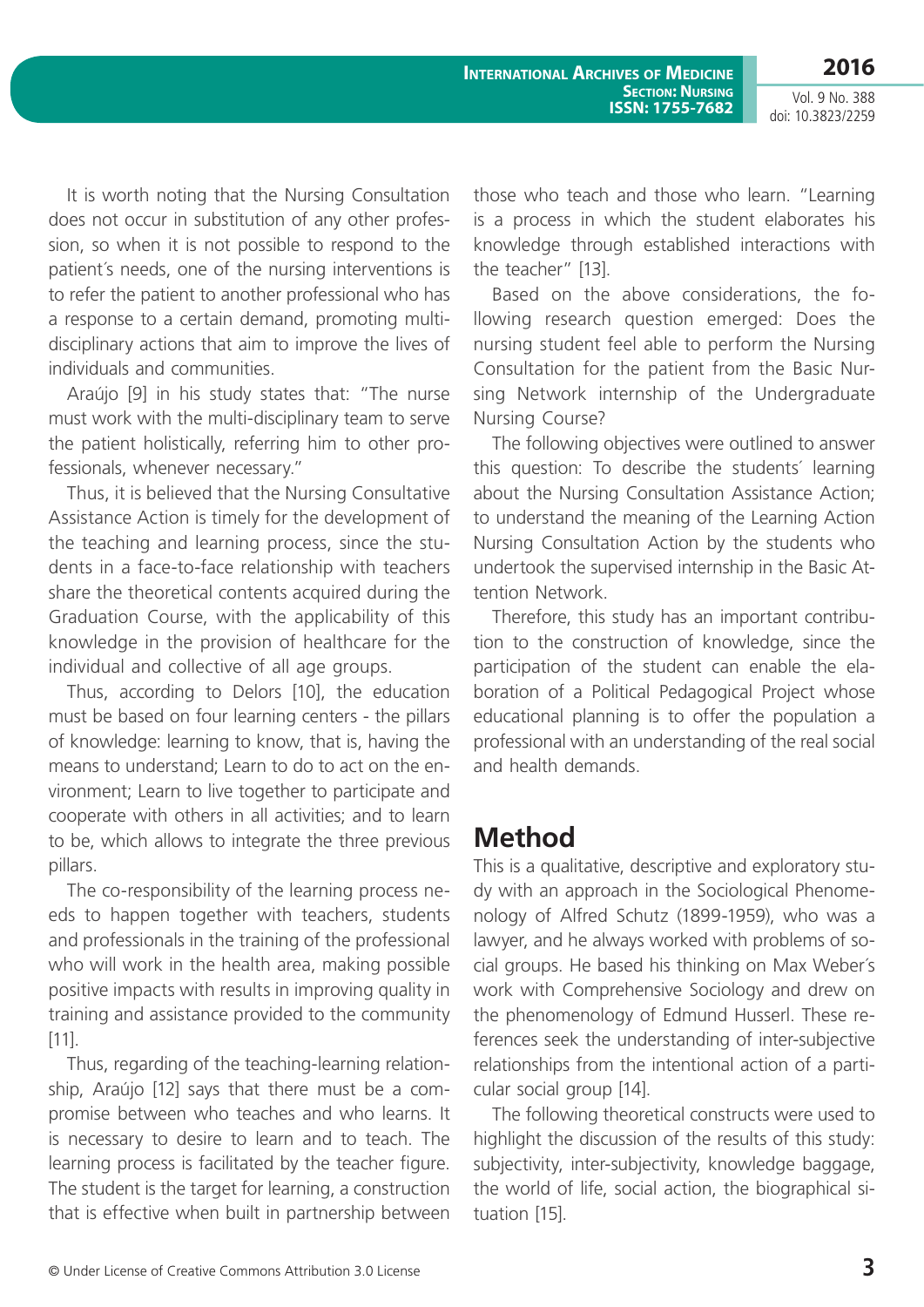It is worth noting that the Nursing Consultation does not occur in substitution of any other profession, so when it is not possible to respond to the patient´s needs, one of the nursing interventions is to refer the patient to another professional who has a response to a certain demand, promoting multidisciplinary actions that aim to improve the lives of individuals and communities.

Araújo [9] in his study states that: "The nurse must work with the multi-disciplinary team to serve the patient holistically, referring him to other professionals, whenever necessary."

Thus, it is believed that the Nursing Consultative Assistance Action is timely for the development of the teaching and learning process, since the students in a face-to-face relationship with teachers share the theoretical contents acquired during the Graduation Course, with the applicability of this knowledge in the provision of healthcare for the individual and collective of all age groups.

Thus, according to Delors [10], the education must be based on four learning centers - the pillars of knowledge: learning to know, that is, having the means to understand; Learn to do to act on the environment; Learn to live together to participate and cooperate with others in all activities; and to learn to be, which allows to integrate the three previous pillars.

The co-responsibility of the learning process needs to happen together with teachers, students and professionals in the training of the professional who will work in the health area, making possible positive impacts with results in improving quality in training and assistance provided to the community [11].

Thus, regarding of the teaching-learning relationship, Araújo [12] says that there must be a compromise between who teaches and who learns. It is necessary to desire to learn and to teach. The learning process is facilitated by the teacher figure. The student is the target for learning, a construction that is effective when built in partnership between those who teach and those who learn. "Learning is a process in which the student elaborates his knowledge through established interactions with the teacher" [13].

Based on the above considerations, the following research question emerged: Does the nursing student feel able to perform the Nursing Consultation for the patient from the Basic Nursing Network internship of the Undergraduate Nursing Course?

The following objectives were outlined to answer this question: To describe the students´ learning about the Nursing Consultation Assistance Action; to understand the meaning of the Learning Action Nursing Consultation Action by the students who undertook the supervised internship in the Basic Attention Network.

Therefore, this study has an important contribution to the construction of knowledge, since the participation of the student can enable the elaboration of a Political Pedagogical Project whose educational planning is to offer the population a professional with an understanding of the real social and health demands.

## Method

This is a qualitative, descriptive and exploratory study with an approach in the Sociological Phenomenology of Alfred Schutz (1899-1959), who was a lawyer, and he always worked with problems of social groups. He based his thinking on Max Weber´s work with Comprehensive Sociology and drew on the phenomenology of Edmund Husserl. These references seek the understanding of inter-subjective relationships from the intentional action of a particular social group [14].

The following theoretical constructs were used to highlight the discussion of the results of this study: subjectivity, inter-subjectivity, knowledge baggage, the world of life, social action, the biographical situation [15].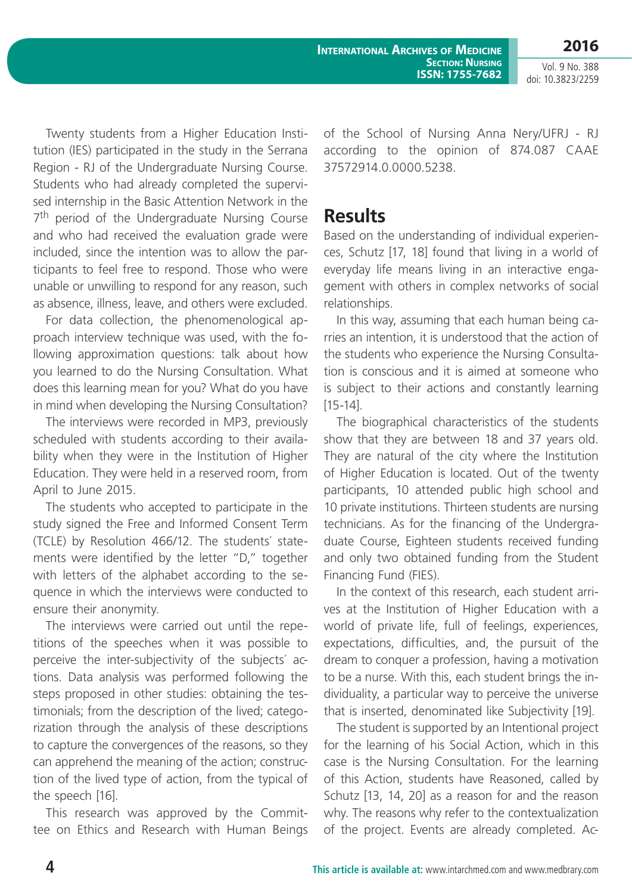Twenty students from a Higher Education Institution (IES) participated in the study in the Serrana Region - RJ of the Undergraduate Nursing Course. Students who had already completed the supervised internship in the Basic Attention Network in the 7th period of the Undergraduate Nursing Course and who had received the evaluation grade were included, since the intention was to allow the participants to feel free to respond. Those who were unable or unwilling to respond for any reason, such as absence, illness, leave, and others were excluded.

For data collection, the phenomenological approach interview technique was used, with the following approximation questions: talk about how you learned to do the Nursing Consultation. What does this learning mean for you? What do you have in mind when developing the Nursing Consultation?

The interviews were recorded in MP3, previously scheduled with students according to their availability when they were in the Institution of Higher Education. They were held in a reserved room, from April to June 2015.

The students who accepted to participate in the study signed the Free and Informed Consent Term (TCLE) by Resolution 466/12. The students´ statements were identified by the letter "D," together with letters of the alphabet according to the sequence in which the interviews were conducted to ensure their anonymity.

The interviews were carried out until the repetitions of the speeches when it was possible to perceive the inter-subjectivity of the subjects´ actions. Data analysis was performed following the steps proposed in other studies: obtaining the testimonials; from the description of the lived; categorization through the analysis of these descriptions to capture the convergences of the reasons, so they can apprehend the meaning of the action; construction of the lived type of action, from the typical of the speech [16].

This research was approved by the Committee on Ethics and Research with Human Beings of the School of Nursing Anna Nery/UFRJ - RJ according to the opinion of 874.087 CAAE 37572914.0.0000.5238.

## Results

Based on the understanding of individual experiences, Schutz [17, 18] found that living in a world of everyday life means living in an interactive engagement with others in complex networks of social relationships.

In this way, assuming that each human being carries an intention, it is understood that the action of the students who experience the Nursing Consultation is conscious and it is aimed at someone who is subject to their actions and constantly learning [15-14].

The biographical characteristics of the students show that they are between 18 and 37 years old. They are natural of the city where the Institution of Higher Education is located. Out of the twenty participants, 10 attended public high school and 10 private institutions. Thirteen students are nursing technicians. As for the financing of the Undergraduate Course, Eighteen students received funding and only two obtained funding from the Student Financing Fund (FIES).

In the context of this research, each student arrives at the Institution of Higher Education with a world of private life, full of feelings, experiences, expectations, difficulties, and, the pursuit of the dream to conquer a profession, having a motivation to be a nurse. With this, each student brings the individuality, a particular way to perceive the universe that is inserted, denominated like Subjectivity [19].

The student is supported by an Intentional project for the learning of his Social Action, which in this case is the Nursing Consultation. For the learning of this Action, students have Reasoned, called by Schutz [13, 14, 20] as a reason for and the reason why. The reasons why refer to the contextualization of the project. Events are already completed. Ac-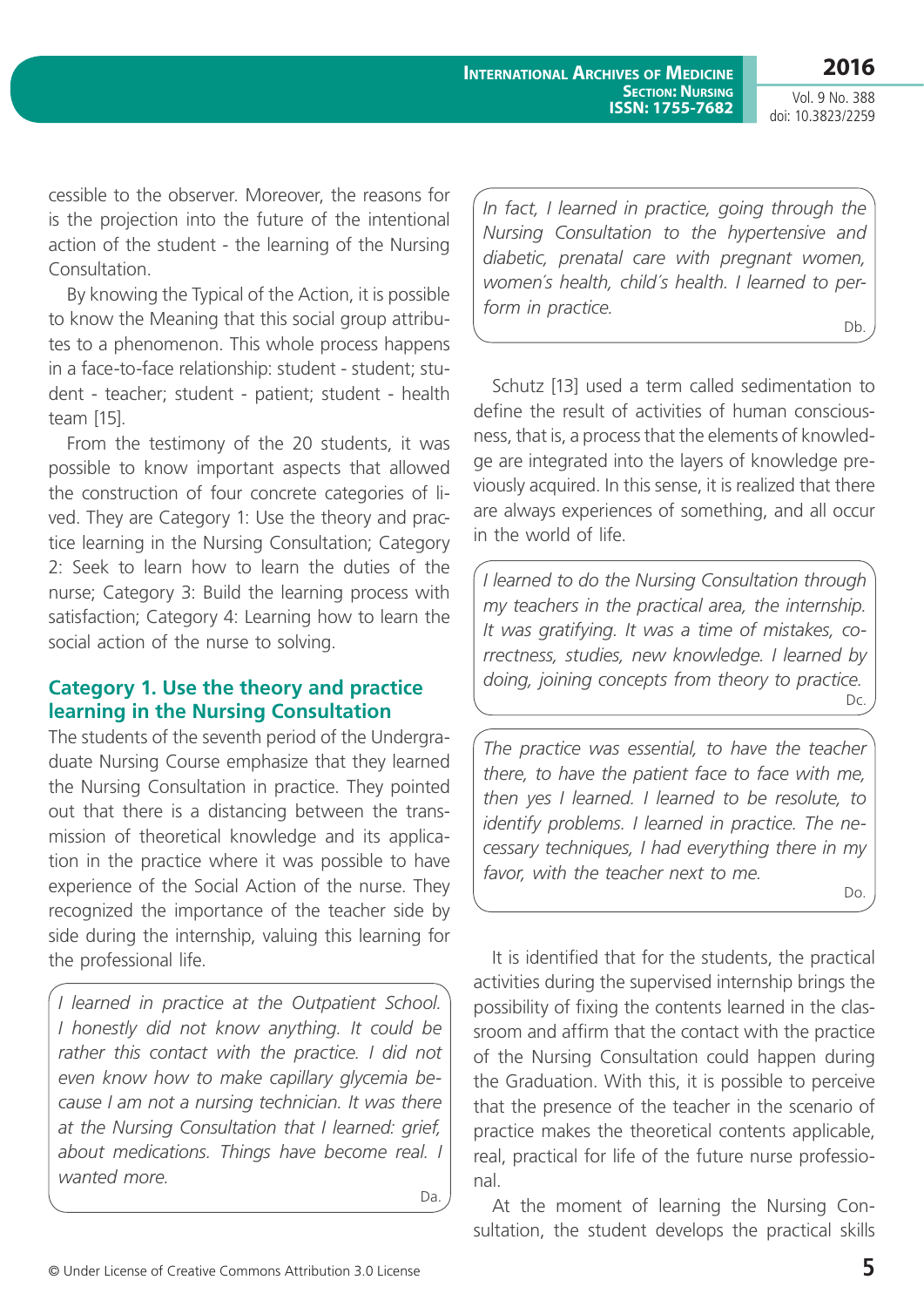cessible to the observer. Moreover, the reasons for is the projection into the future of the intentional action of the student - the learning of the Nursing Consultation.

By knowing the Typical of the Action, it is possible to know the Meaning that this social group attributes to a phenomenon. This whole process happens in a face-to-face relationship: student - student; student - teacher; student - patient; student - health team [15].

From the testimony of the 20 students, it was possible to know important aspects that allowed the construction of four concrete categories of lived. They are Category 1: Use the theory and practice learning in the Nursing Consultation; Category 2: Seek to learn how to learn the duties of the nurse; Category 3: Build the learning process with satisfaction; Category 4: Learning how to learn the social action of the nurse to solving.

## Category 1. Use the theory and practice learning in the Nursing Consultation

The students of the seventh period of the Undergraduate Nursing Course emphasize that they learned the Nursing Consultation in practice. They pointed out that there is a distancing between the transmission of theoretical knowledge and its application in the practice where it was possible to have experience of the Social Action of the nurse. They recognized the importance of the teacher side by side during the internship, valuing this learning for the professional life.

> *I learned in practice at the Outpatient School. I honestly did not know anything. It could be rather this contact with the practice. I did not even know how to make capillary glycemia because I am not a nursing technician. It was there at the Nursing Consultation that I learned: grief, about medications. Things have become real. I wanted more.*
>
> Da.

> *In fact, I learned in practice, going through the Nursing Consultation to the hypertensive and diabetic, prenatal care with pregnant women, women's health, child's health. I learned to perform in practice.*
>
> Db.

Schutz [13] used a term called sedimentation to define the result of activities of human consciousness, that is, a process that the elements of knowledge are integrated into the layers of knowledge previously acquired. In this sense, it is realized that there are always experiences of something, and all occur in the world of life.

> *I learned to do the Nursing Consultation through my teachers in the practical area, the internship. It was gratifying. It was a time of mistakes, correctness, studies, new knowledge. I learned by doing, joining concepts from theory to practice.*
>
> Dc.

> *The practice was essential, to have the teacher there, to have the patient face to face with me, then yes I learned. I learned to be resolute, to identify problems. I learned in practice. The necessary techniques, I had everything there in my favor, with the teacher next to me.*
>
> Do.

It is identified that for the students, the practical activities during the supervised internship brings the possibility of fixing the contents learned in the classroom and affirm that the contact with the practice of the Nursing Consultation could happen during the Graduation. With this, it is possible to perceive that the presence of the teacher in the scenario of practice makes the theoretical contents applicable, real, practical for life of the future nurse professional.

At the moment of learning the Nursing Consultation, the student develops the practical skills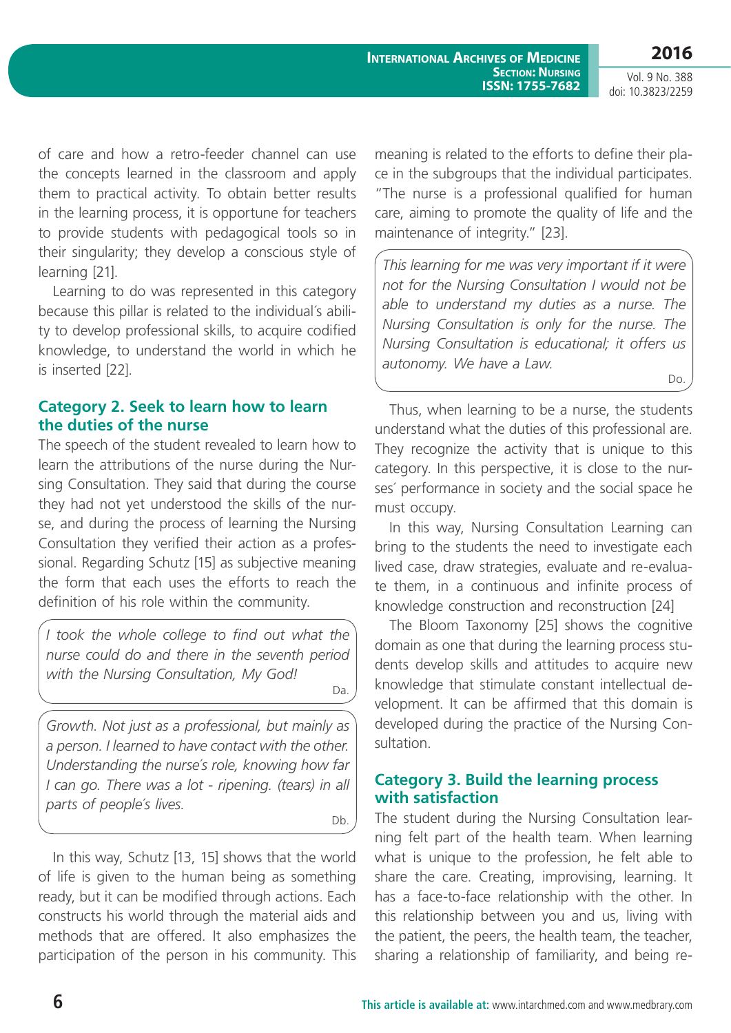of care and how a retro-feeder channel can use the concepts learned in the classroom and apply them to practical activity. To obtain better results in the learning process, it is opportune for teachers to provide students with pedagogical tools so in their singularity; they develop a conscious style of learning [21].

Learning to do was represented in this category because this pillar is related to the individual´s ability to develop professional skills, to acquire codified knowledge, to understand the world in which he is inserted [22].

## Category 2. Seek to learn how to learn the duties of the nurse

The speech of the student revealed to learn how to learn the attributions of the nurse during the Nursing Consultation. They said that during the course they had not yet understood the skills of the nurse, and during the process of learning the Nursing Consultation they verified their action as a professional. Regarding Schutz [15] as subjective meaning the form that each uses the efforts to reach the definition of his role within the community.

> *I took the whole college to find out what the nurse could do and there in the seventh period with the Nursing Consultation, My God!*
>
> Da.

> *Growth. Not just as a professional, but mainly as a person. I learned to have contact with the other. Understanding the nurse´s role, knowing how far I can go. There was a lot - ripening. (tears) in all parts of people´s lives.*
>
> Db.

In this way, Schutz [13, 15] shows that the world of life is given to the human being as something ready, but it can be modified through actions. Each constructs his world through the material aids and methods that are offered. It also emphasizes the participation of the person in his community. This meaning is related to the efforts to define their place in the subgroups that the individual participates. "The nurse is a professional qualified for human care, aiming to promote the quality of life and the maintenance of integrity." [23].

> *This learning for me was very important if it were not for the Nursing Consultation I would not be able to understand my duties as a nurse. The Nursing Consultation is only for the nurse. The Nursing Consultation is educational; it offers us autonomy. We have a Law.*
>
> Do.

Thus, when learning to be a nurse, the students understand what the duties of this professional are. They recognize the activity that is unique to this category. In this perspective, it is close to the nurses´ performance in society and the social space he must occupy.

In this way, Nursing Consultation Learning can bring to the students the need to investigate each lived case, draw strategies, evaluate and re-evaluate them, in a continuous and infinite process of knowledge construction and reconstruction [24]

The Bloom Taxonomy [25] shows the cognitive domain as one that during the learning process students develop skills and attitudes to acquire new knowledge that stimulate constant intellectual development. It can be affirmed that this domain is developed during the practice of the Nursing Consultation.

## Category 3. Build the learning process with satisfaction

The student during the Nursing Consultation learning felt part of the health team. When learning what is unique to the profession, he felt able to share the care. Creating, improvising, learning. It has a face-to-face relationship with the other. In this relationship between you and us, living with the patient, the peers, the health team, the teacher, sharing a relationship of familiarity, and being re-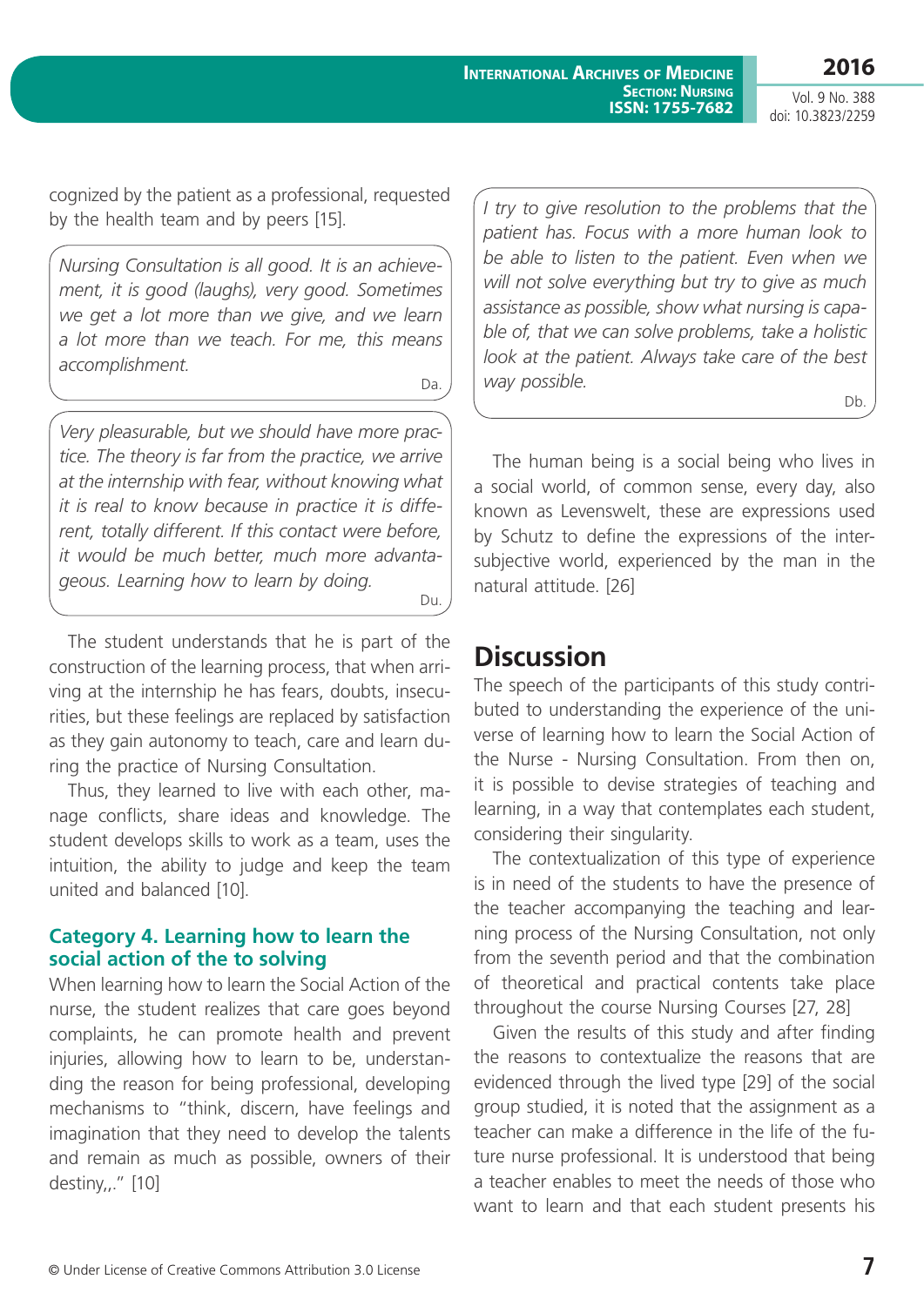cognized by the patient as a professional, requested by the health team and by peers [15].

> *Nursing Consultation is all good. It is an achievement, it is good (laughs), very good. Sometimes we get a lot more than we give, and we learn a lot more than we teach. For me, this means accomplishment.*
>
> Da.

> *Very pleasurable, but we should have more practice. The theory is far from the practice, we arrive at the internship with fear, without knowing what it is real to know because in practice it is different, totally different. If this contact were before, it would be much better, much more advantageous. Learning how to learn by doing.*
>
> Du.

The student understands that he is part of the construction of the learning process, that when arriving at the internship he has fears, doubts, insecurities, but these feelings are replaced by satisfaction as they gain autonomy to teach, care and learn during the practice of Nursing Consultation.

Thus, they learned to live with each other, manage conflicts, share ideas and knowledge. The student develops skills to work as a team, uses the intuition, the ability to judge and keep the team united and balanced [10].

### Category 4. Learning how to learn the social action of the to solving

When learning how to learn the Social Action of the nurse, the student realizes that care goes beyond complaints, he can promote health and prevent injuries, allowing how to learn to be, understanding the reason for being professional, developing mechanisms to "think, discern, have feelings and imagination that they need to develop the talents and remain as much as possible, owners of their destiny,,." [10]

> *I try to give resolution to the problems that the patient has. Focus with a more human look to be able to listen to the patient. Even when we will not solve everything but try to give as much assistance as possible, show what nursing is capable of, that we can solve problems, take a holistic look at the patient. Always take care of the best way possible.*
>
> Db.

The human being is a social being who lives in a social world, of common sense, every day, also known as Levenswelt, these are expressions used by Schutz to define the expressions of the intersubjective world, experienced by the man in the natural attitude. [26]

## Discussion

The speech of the participants of this study contributed to understanding the experience of the universe of learning how to learn the Social Action of the Nurse - Nursing Consultation. From then on, it is possible to devise strategies of teaching and learning, in a way that contemplates each student, considering their singularity.

The contextualization of this type of experience is in need of the students to have the presence of the teacher accompanying the teaching and learning process of the Nursing Consultation, not only from the seventh period and that the combination of theoretical and practical contents take place throughout the course Nursing Courses [27, 28]

Given the results of this study and after finding the reasons to contextualize the reasons that are evidenced through the lived type [29] of the social group studied, it is noted that the assignment as a teacher can make a difference in the life of the future nurse professional. It is understood that being a teacher enables to meet the needs of those who want to learn and that each student presents his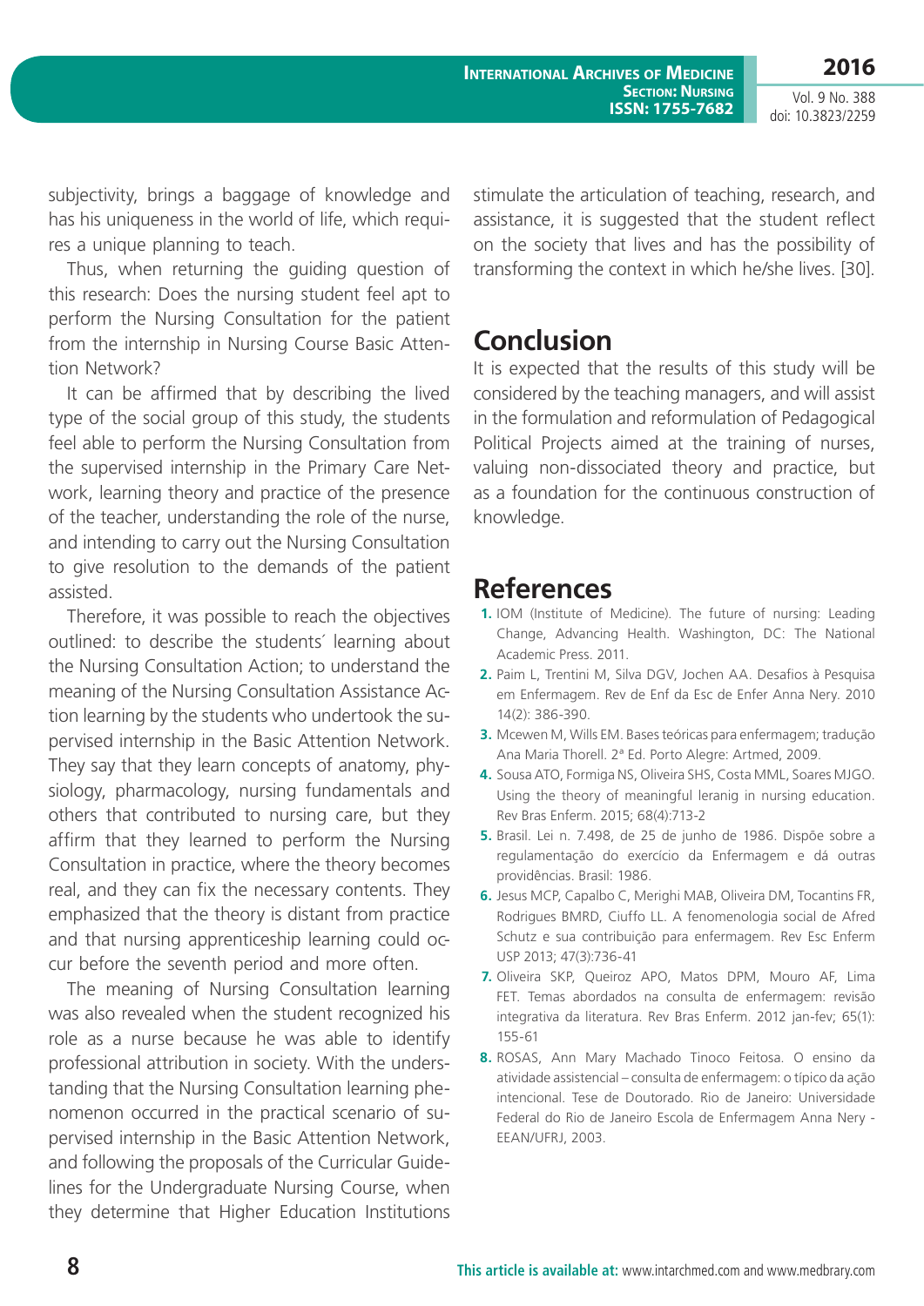subjectivity, brings a baggage of knowledge and has his uniqueness in the world of life, which requires a unique planning to teach.

Thus, when returning the guiding question of this research: Does the nursing student feel apt to perform the Nursing Consultation for the patient from the internship in Nursing Course Basic Attention Network?

It can be affirmed that by describing the lived type of the social group of this study, the students feel able to perform the Nursing Consultation from the supervised internship in the Primary Care Network, learning theory and practice of the presence of the teacher, understanding the role of the nurse, and intending to carry out the Nursing Consultation to give resolution to the demands of the patient assisted.

Therefore, it was possible to reach the objectives outlined: to describe the students´ learning about the Nursing Consultation Action; to understand the meaning of the Nursing Consultation Assistance Action learning by the students who undertook the supervised internship in the Basic Attention Network. They say that they learn concepts of anatomy, physiology, pharmacology, nursing fundamentals and others that contributed to nursing care, but they affirm that they learned to perform the Nursing Consultation in practice, where the theory becomes real, and they can fix the necessary contents. They emphasized that the theory is distant from practice and that nursing apprenticeship learning could occur before the seventh period and more often.

The meaning of Nursing Consultation learning was also revealed when the student recognized his role as a nurse because he was able to identify professional attribution in society. With the understanding that the Nursing Consultation learning phenomenon occurred in the practical scenario of supervised internship in the Basic Attention Network, and following the proposals of the Curricular Guidelines for the Undergraduate Nursing Course, when they determine that Higher Education Institutions stimulate the articulation of teaching, research, and assistance, it is suggested that the student reflect on the society that lives and has the possibility of transforming the context in which he/she lives. [30].

## Conclusion

It is expected that the results of this study will be considered by the teaching managers, and will assist in the formulation and reformulation of Pedagogical Political Projects aimed at the training of nurses, valuing non-dissociated theory and practice, but as a foundation for the continuous construction of knowledge.

## References

1. IOM (Institute of Medicine). The future of nursing: Leading Change, Advancing Health. Washington, DC: The National Academic Press. 2011.
2. Paim L, Trentini M, Silva DGV, Jochen AA. Desafios à Pesquisa em Enfermagem. Rev de Enf da Esc de Enfer Anna Nery. 2010 14(2): 386-390.
3. Mcewen M, Wills EM. Bases teóricas para enfermagem; tradução Ana Maria Thorell. 2ª Ed. Porto Alegre: Artmed, 2009.
4. Sousa ATO, Formiga NS, Oliveira SHS, Costa MML, Soares MJGO. Using the theory of meaningful leranig in nursing education. Rev Bras Enferm. 2015; 68(4):713-2
5. Brasil. Lei n. 7.498, de 25 de junho de 1986. Dispõe sobre a regulamentação do exercício da Enfermagem e dá outras providências. Brasil: 1986.
6. Jesus MCP, Capalbo C, Merighi MAB, Oliveira DM, Tocantins FR, Rodrigues BMRD, Ciuffo LL. A fenomenologia social de Afred Schutz e sua contribuição para enfermagem. Rev Esc Enferm USP 2013; 47(3):736-41
7. Oliveira SKP, Queiroz APO, Matos DPM, Mouro AF, Lima FET. Temas abordados na consulta de enfermagem: revisão integrativa da literatura. Rev Bras Enferm. 2012 jan-fev; 65(1): 155-61
8. ROSAS, Ann Mary Machado Tinoco Feitosa. O ensino da atividade assistencial – consulta de enfermagem: o típico da ação intencional. Tese de Doutorado. Rio de Janeiro: Universidade Federal do Rio de Janeiro Escola de Enfermagem Anna Nery - EEAN/UFRJ, 2003.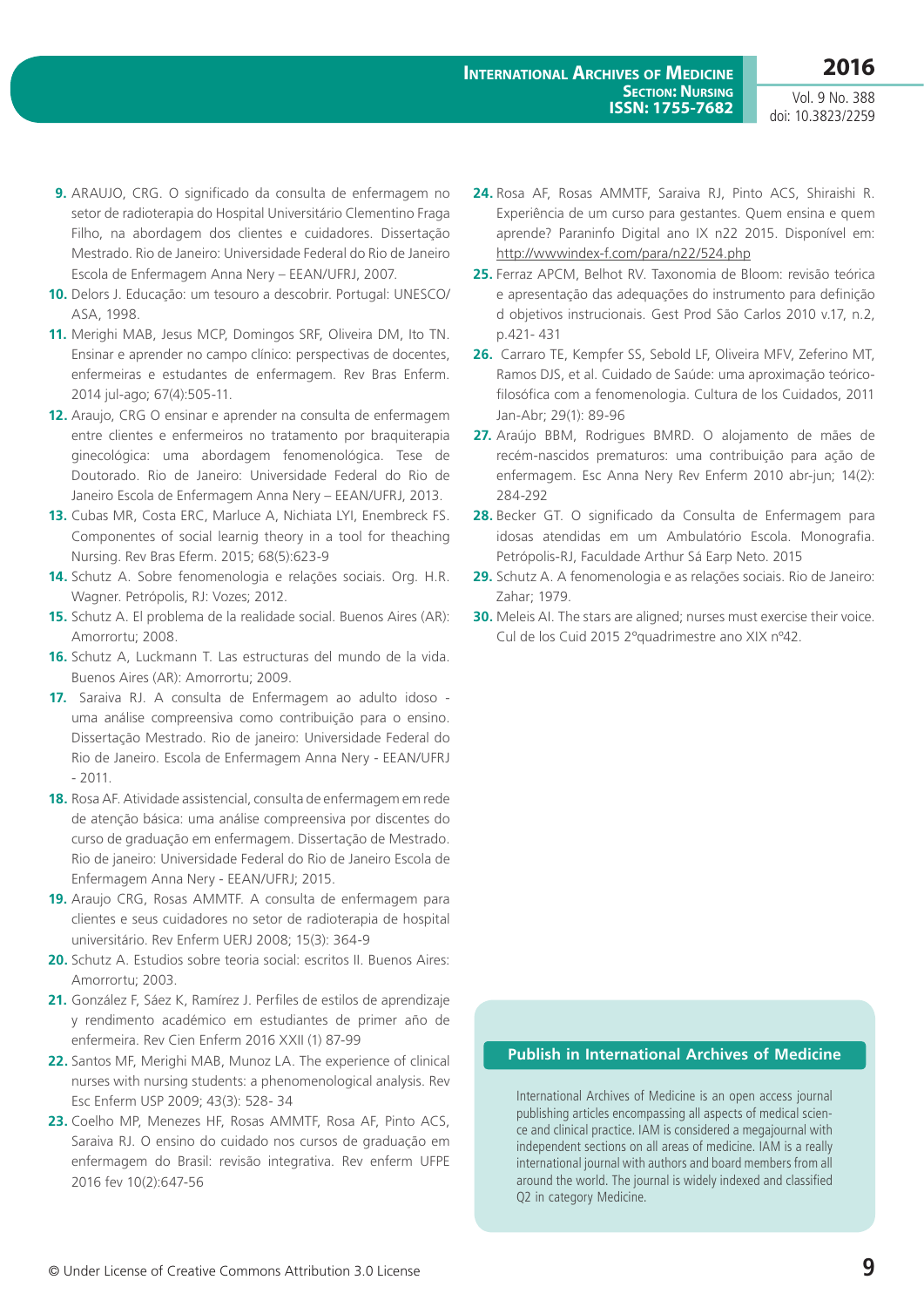9. ARAUJO, CRG. O significado da consulta de enfermagem no setor de radioterapia do Hospital Universitário Clementino Fraga Filho, na abordagem dos clientes e cuidadores. Dissertação Mestrado. Rio de Janeiro: Universidade Federal do Rio de Janeiro Escola de Enfermagem Anna Nery – EEAN/UFRJ, 2007.
10. Delors J. Educação: um tesouro a descobrir. Portugal: UNESCO/ ASA, 1998.
11. Merighi MAB, Jesus MCP, Domingos SRF, Oliveira DM, Ito TN. Ensinar e aprender no campo clínico: perspectivas de docentes, enfermeiras e estudantes de enfermagem. Rev Bras Enferm. 2014 jul-ago; 67(4):505-11.
12. Araujo, CRG O ensinar e aprender na consulta de enfermagem entre clientes e enfermeiros no tratamento por braquiterapia ginecológica: uma abordagem fenomenológica. Tese de Doutorado. Rio de Janeiro: Universidade Federal do Rio de Janeiro Escola de Enfermagem Anna Nery – EEAN/UFRJ, 2013.
13. Cubas MR, Costa ERC, Marluce A, Nichiata LYI, Enembreck FS. Componentes of social learnig theory in a tool for theaching Nursing. Rev Bras Eferm. 2015; 68(5):623-9
14. Schutz A. Sobre fenomenologia e relações sociais. Org. H.R. Wagner. Petrópolis, RJ: Vozes; 2012.
15. Schutz A. El problema de la realidade social. Buenos Aires (AR): Amorrortu; 2008.
16. Schutz A, Luckmann T. Las estructuras del mundo de la vida. Buenos Aires (AR): Amorrortu; 2009.
17. Saraiva RJ. A consulta de Enfermagem ao adulto idoso - uma análise compreensiva como contribuição para o ensino. Dissertação Mestrado. Rio de janeiro: Universidade Federal do Rio de Janeiro. Escola de Enfermagem Anna Nery - EEAN/UFRJ - 2011.
18. Rosa AF. Atividade assistencial, consulta de enfermagem em rede de atenção básica: uma análise compreensiva por discentes do curso de graduação em enfermagem. Dissertação de Mestrado. Rio de janeiro: Universidade Federal do Rio de Janeiro Escola de Enfermagem Anna Nery - EEAN/UFRJ; 2015.
19. Araujo CRG, Rosas AMMTF. A consulta de enfermagem para clientes e seus cuidadores no setor de radioterapia de hospital universitário. Rev Enferm UERJ 2008; 15(3): 364-9
20. Schutz A. Estudios sobre teoria social: escritos II. Buenos Aires: Amorrortu; 2003.
21. González F, Sáez K, Ramírez J. Perfiles de estilos de aprendizaje y rendimento académico en estudiantes de primer año de enfermeira. Rev Cien Enferm 2016 XXII (1) 87-99
22. Santos MF, Merighi MAB, Munoz LA. The experience of clinical nurses with nursing students: a phenomenological analysis. Rev Esc Enferm USP 2009; 43(3): 528- 34
23. Coelho MP, Menezes HF, Rosas AMMTF, Rosa AF, Pinto ACS, Saraiva RJ. O ensino do cuidado nos cursos de graduação em enfermagem do Brasil: revisão integrativa. Rev enferm UFPE 2016 fev 10(2):647-56
24. Rosa AF, Rosas AMMTF, Saraiva RJ, Pinto ACS, Shiraishi R. Experiência de um curso para gestantes. Quem ensina e quem aprende? Paraninfo Digital ano IX n22 2015. Disponível em: http://wwwindex-f.com/para/n22/524.php
25. Ferraz APCM, Belhot RV. Taxonomia de Bloom: revisão teórica e apresentação das adequações do instrumento para definição d objetivos instrucionais. Gest Prod São Carlos 2010 v.17, n.2, p.421- 431
26. Carraro TE, Kempfer SS, Sebold LF, Oliveira MFV, Zeferino MT, Ramos DJS, et al. Cuidado de Saúde: uma aproximação teórico-filosófica com a fenomenologia. Cultura de los Cuidados, 2011 Jan-Abr; 29(1): 89-96
27. Araújo BBM, Rodrigues BMRD. O alojamento de mães de recém-nascidos prematuros: uma contribuição para ação de enfermagem. Esc Anna Nery Rev Enferm 2010 abr-jun; 14(2): 284-292
28. Becker GT. O significado da Consulta de Enfermagem para idosas atendidas em um Ambulatório Escola. Monografia. Petrópolis-RJ, Faculdade Arthur Sá Earp Neto. 2015
29. Schutz A. A fenomenologia e as relações sociais. Rio de Janeiro: Zahar; 1979.
30. Meleis AI. The stars are aligned; nurses must exercise their voice. Cul de los Cuid 2015 2ºquadrimestre ano XIX nº42.

**Publish in International Archives of Medicine**

International Archives of Medicine is an open access journal publishing articles encompassing all aspects of medical science and clinical practice. IAM is considered a megajournal with independent sections on all areas of medicine. IAM is a really international journal with authors and board members from all around the world. The journal is widely indexed and classified Q2 in category Medicine.